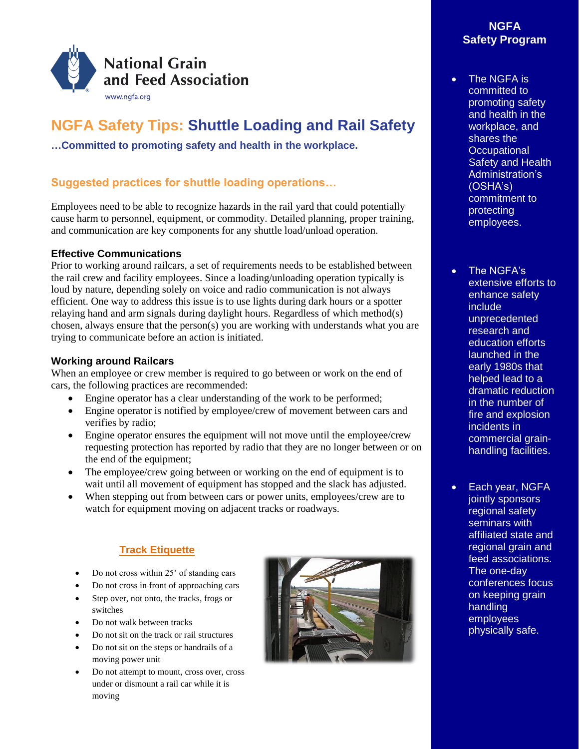National Grain and Feed Association

www.ngfa.org

# NGFA Safety Tips: Shuttle Loading and Rail Safety

**…Committed to promoting safety and health in the workplace.**

## Suggested practices for shuttle loading operations…

Employees need to be able to recognize hazards in the rail yard that could potentially cause harm to personnel, equipment, or commodity. Detailed planning, proper training, and communication are key components for any shuttle load/unload operation.

### Effective Communications

Prior to working around railcars, a set of requirements needs to be established between the rail crew and facility employees. Since a loading/unloading operation typically is loud by nature, depending solely on voice and radio communication is not always efficient. One way to address this issue is to use lights during dark hours or a spotter relaying hand and arm signals during daylight hours. Regardless of which method(s) chosen, always ensure that the person(s) you are working with understands what you are trying to communicate before an action is initiated.

### Working around Railcars

When an employee or crew member is required to go between or work on the end of cars, the following practices are recommended:

- Engine operator has a clear understanding of the work to be performed;
- Engine operator is notified by employee/crew of movement between cars and verifies by radio;
- Engine operator ensures the equipment will not move until the employee/crew requesting protection has reported by radio that they are no longer between or on the end of the equipment;
- The employee/crew going between or working on the end of equipment is to wait until all movement of equipment has stopped and the slack has adjusted.
- When stepping out from between cars or power units, employees/crew are to watch for equipment moving on adjacent tracks or roadways.

### Track Etiquette

- Do not cross within 25' of standing cars
- Do not cross in front of approaching cars
- Step over, not onto, the tracks, frogs or switches
- Do not walk between tracks
- Do not sit on the track or rail structures
- Do not sit on the steps or handrails of a moving power unit
- Do not attempt to mount, cross over, cross under or dismount a rail car while it is moving

## NGFA Safety Program

- The NGFA is committed to promoting safety and health in the workplace, and shares the Occupational Safety and Health Administration's (OSHA's) commitment to protecting employees.
- The NGFA's extensive efforts to enhance safety include unprecedented research and education efforts launched in the early 1980s that helped lead to a dramatic reduction in the number of fire and explosion incidents in commercial grain-handling facilities.
- Each year, NGFA jointly sponsors regional safety seminars with affiliated state and regional grain and feed associations. The one-day conferences focus on keeping grain handling employees physically safe.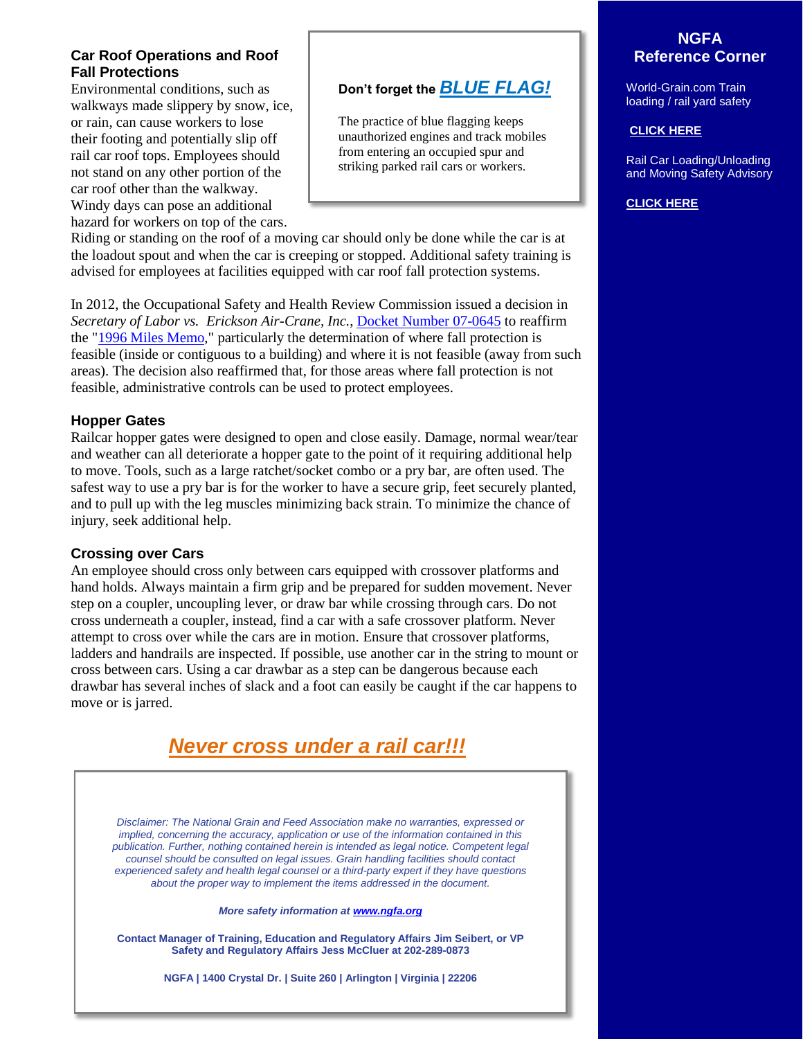## Car Roof Operations and Roof Fall Protections

Environmental conditions, such as walkways made slippery by snow, ice, or rain, can cause workers to lose their footing and potentially slip off rail car roof tops. Employees should not stand on any other portion of the car roof other than the walkway. Windy days can pose an additional hazard for workers on top of the cars. Riding or standing on the roof of a moving car should only be done while the car is at the loadout spout and when the car is creeping or stopped. Additional safety training is advised for employees at facilities equipped with car roof fall protection systems.

**Don't forget the *BLUE FLAG!***

The practice of blue flagging keeps unauthorized engines and track mobiles from entering an occupied spur and striking parked rail cars or workers.

In 2012, the Occupational Safety and Health Review Commission issued a decision in *Secretary of Labor vs. Erickson Air-Crane, Inc.*, Docket Number 07-0645 to reaffirm the "1996 Miles Memo," particularly the determination of where fall protection is feasible (inside or contiguous to a building) and where it is not feasible (away from such areas). The decision also reaffirmed that, for those areas where fall protection is not feasible, administrative controls can be used to protect employees.

## Hopper Gates

Railcar hopper gates were designed to open and close easily. Damage, normal wear/tear and weather can all deteriorate a hopper gate to the point of it requiring additional help to move. Tools, such as a large ratchet/socket combo or a pry bar, are often used. The safest way to use a pry bar is for the worker to have a secure grip, feet securely planted, and to pull up with the leg muscles minimizing back strain. To minimize the chance of injury, seek additional help.

## Crossing over Cars

An employee should cross only between cars equipped with crossover platforms and hand holds. Always maintain a firm grip and be prepared for sudden movement. Never step on a coupler, uncoupling lever, or draw bar while crossing through cars. Do not cross underneath a coupler, instead, find a car with a safe crossover platform. Never attempt to cross over while the cars are in motion. Ensure that crossover platforms, ladders and handrails are inspected. If possible, use another car in the string to mount or cross between cars. Using a car drawbar as a step can be dangerous because each drawbar has several inches of slack and a foot can easily be caught if the car happens to move or is jarred.

***Never cross under a rail car!!!***

*Disclaimer: The National Grain and Feed Association make no warranties, expressed or implied, concerning the accuracy, application or use of the information contained in this publication. Further, nothing contained herein is intended as legal notice. Competent legal counsel should be consulted on legal issues. Grain handling facilities should contact experienced safety and health legal counsel or a third-party expert if they have questions about the proper way to implement the items addressed in the document.*

***More safety information at www.ngfa.org***

**Contact Manager of Training, Education and Regulatory Affairs Jim Seibert, or VP Safety and Regulatory Affairs Jess McCluer at 202-289-0873**

**NGFA | 1400 Crystal Dr. | Suite 260 | Arlington | Virginia | 22206**

## NGFA Reference Corner

World-Grain.com Train loading / rail yard safety

**CLICK HERE**

Rail Car Loading/Unloading and Moving Safety Advisory

**CLICK HERE**